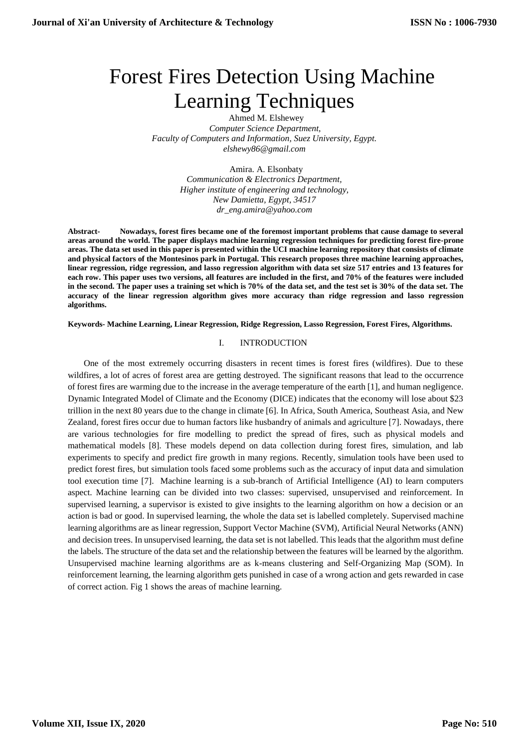# Forest Fires Detection Using Machine Learning Techniques

Ahmed M. Elshewey
*Computer Science Department,*
*Faculty of Computers and Information, Suez University, Egypt.*
*elshewy86@gmail.com*

Amira. A. Elsonbaty
*Communication & Electronics Department,*
*Higher institute of engineering and technology,*
*New Damietta, Egypt, 34517*
*dr_eng.amira@yahoo.com*

**Abstract- Nowadays, forest fires became one of the foremost important problems that cause damage to several areas around the world. The paper displays machine learning regression techniques for predicting forest fire-prone areas. The data set used in this paper is presented within the UCI machine learning repository that consists of climate and physical factors of the Montesinos park in Portugal. This research proposes three machine learning approaches, linear regression, ridge regression, and lasso regression algorithm with data set size 517 entries and 13 features for each row. This paper uses two versions, all features are included in the first, and 70% of the features were included in the second. The paper uses a training set which is 70% of the data set, and the test set is 30% of the data set. The accuracy of the linear regression algorithm gives more accuracy than ridge regression and lasso regression algorithms.**

**Keywords- Machine Learning, Linear Regression, Ridge Regression, Lasso Regression, Forest Fires, Algorithms.**

## I. INTRODUCTION

One of the most extremely occurring disasters in recent times is forest fires (wildfires). Due to these wildfires, a lot of acres of forest area are getting destroyed. The significant reasons that lead to the occurrence of forest fires are warming due to the increase in the average temperature of the earth [1], and human negligence. Dynamic Integrated Model of Climate and the Economy (DICE) indicates that the economy will lose about $23 trillion in the next 80 years due to the change in climate [6]. In Africa, South America, Southeast Asia, and New Zealand, forest fires occur due to human factors like husbandry of animals and agriculture [7]. Nowadays, there are various technologies for fire modelling to predict the spread of fires, such as physical models and mathematical models [8]. These models depend on data collection during forest fires, simulation, and lab experiments to specify and predict fire growth in many regions. Recently, simulation tools have been used to predict forest fires, but simulation tools faced some problems such as the accuracy of input data and simulation tool execution time [7]. Machine learning is a sub-branch of Artificial Intelligence (AI) to learn computers aspect. Machine learning can be divided into two classes: supervised, unsupervised and reinforcement. In supervised learning, a supervisor is existed to give insights to the learning algorithm on how a decision or an action is bad or good. In supervised learning, the whole the data set is labelled completely. Supervised machine learning algorithms are as linear regression, Support Vector Machine (SVM), Artificial Neural Networks (ANN) and decision trees. In unsupervised learning, the data set is not labelled. This leads that the algorithm must define the labels. The structure of the data set and the relationship between the features will be learned by the algorithm. Unsupervised machine learning algorithms are as k-means clustering and Self-Organizing Map (SOM). In reinforcement learning, the learning algorithm gets punished in case of a wrong action and gets rewarded in case of correct action. Fig 1 shows the areas of machine learning.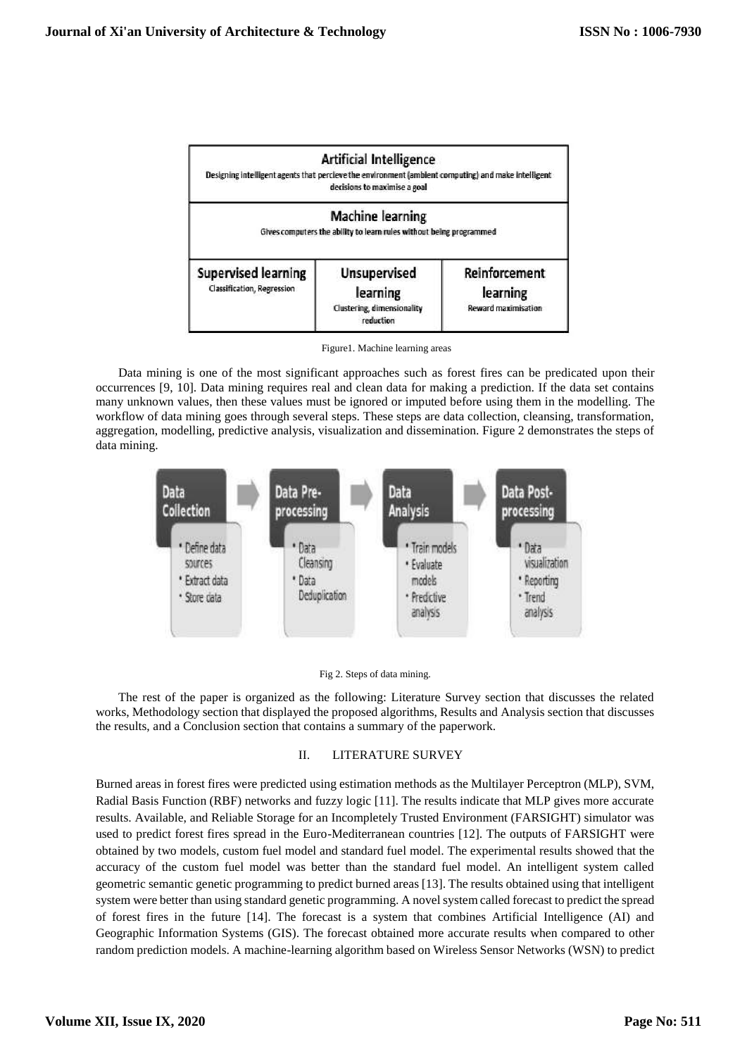| Artificial Intelligence<br>Designing intelligent agents that percieve the environment (ambient computing) and make intelligent decisions to maximise a goal | | |
|---|---|---|
| Machine learning<br>Gives computers the ability to learn rules without being programmed | | |
| Supervised learning<br>Classification, Regression | Unsupervised learning<br>Clustering, dimensionality reduction | Reinforcement learning<br>Reward maximisation |

Figure1. Machine learning areas

Data mining is one of the most significant approaches such as forest fires can be predicated upon their occurrences [9, 10]. Data mining requires real and clean data for making a prediction. If the data set contains many unknown values, then these values must be ignored or imputed before using them in the modelling. The workflow of data mining goes through several steps. These steps are data collection, cleansing, transformation, aggregation, modelling, predictive analysis, visualization and dissemination. Figure 2 demonstrates the steps of data mining.

| Data Collection | Data Pre-processing | Data Analysis | Data Post-processing |
|---|---|---|---|
| • Define data sources<br>• Extract data<br>• Store data | • Data Cleansing<br>• Data Deduplication | • Train models<br>• Evaluate models<br>• Predictive analysis | • Data visualization<br>• Reporting<br>• Trend analysis |

Fig 2. Steps of data mining.

The rest of the paper is organized as the following: Literature Survey section that discusses the related works, Methodology section that displayed the proposed algorithms, Results and Analysis section that discusses the results, and a Conclusion section that contains a summary of the paperwork.

## II. LITERATURE SURVEY

Burned areas in forest fires were predicted using estimation methods as the Multilayer Perceptron (MLP), SVM, Radial Basis Function (RBF) networks and fuzzy logic [11]. The results indicate that MLP gives more accurate results. Available, and Reliable Storage for an Incompletely Trusted Environment (FARSIGHT) simulator was used to predict forest fires spread in the Euro-Mediterranean countries [12]. The outputs of FARSIGHT were obtained by two models, custom fuel model and standard fuel model. The experimental results showed that the accuracy of the custom fuel model was better than the standard fuel model. An intelligent system called geometric semantic genetic programming to predict burned areas [13]. The results obtained using that intelligent system were better than using standard genetic programming. A novel system called forecast to predict the spread of forest fires in the future [14]. The forecast is a system that combines Artificial Intelligence (AI) and Geographic Information Systems (GIS). The forecast obtained more accurate results when compared to other random prediction models. A machine-learning algorithm based on Wireless Sensor Networks (WSN) to predict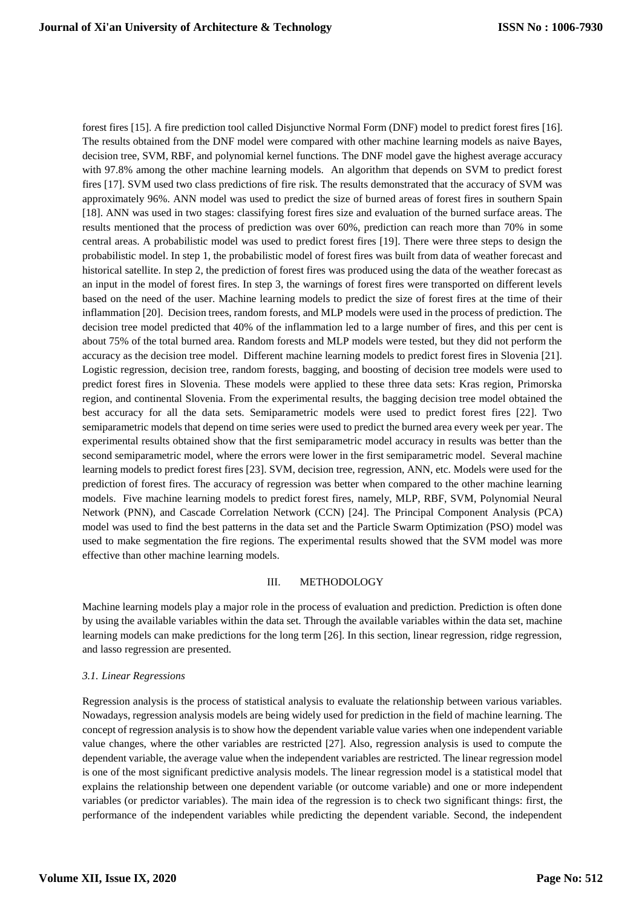forest fires [15]. A fire prediction tool called Disjunctive Normal Form (DNF) model to predict forest fires [16]. The results obtained from the DNF model were compared with other machine learning models as naive Bayes, decision tree, SVM, RBF, and polynomial kernel functions. The DNF model gave the highest average accuracy with 97.8% among the other machine learning models. An algorithm that depends on SVM to predict forest fires [17]. SVM used two class predictions of fire risk. The results demonstrated that the accuracy of SVM was approximately 96%. ANN model was used to predict the size of burned areas of forest fires in southern Spain [18]. ANN was used in two stages: classifying forest fires size and evaluation of the burned surface areas. The results mentioned that the process of prediction was over 60%, prediction can reach more than 70% in some central areas. A probabilistic model was used to predict forest fires [19]. There were three steps to design the probabilistic model. In step 1, the probabilistic model of forest fires was built from data of weather forecast and historical satellite. In step 2, the prediction of forest fires was produced using the data of the weather forecast as an input in the model of forest fires. In step 3, the warnings of forest fires were transported on different levels based on the need of the user. Machine learning models to predict the size of forest fires at the time of their inflammation [20]. Decision trees, random forests, and MLP models were used in the process of prediction. The decision tree model predicted that 40% of the inflammation led to a large number of fires, and this per cent is about 75% of the total burned area. Random forests and MLP models were tested, but they did not perform the accuracy as the decision tree model. Different machine learning models to predict forest fires in Slovenia [21]. Logistic regression, decision tree, random forests, bagging, and boosting of decision tree models were used to predict forest fires in Slovenia. These models were applied to these three data sets: Kras region, Primorska region, and continental Slovenia. From the experimental results, the bagging decision tree model obtained the best accuracy for all the data sets. Semiparametric models were used to predict forest fires [22]. Two semiparametric models that depend on time series were used to predict the burned area every week per year. The experimental results obtained show that the first semiparametric model accuracy in results was better than the second semiparametric model, where the errors were lower in the first semiparametric model. Several machine learning models to predict forest fires [23]. SVM, decision tree, regression, ANN, etc. Models were used for the prediction of forest fires. The accuracy of regression was better when compared to the other machine learning models. Five machine learning models to predict forest fires, namely, MLP, RBF, SVM, Polynomial Neural Network (PNN), and Cascade Correlation Network (CCN) [24]. The Principal Component Analysis (PCA) model was used to find the best patterns in the data set and the Particle Swarm Optimization (PSO) model was used to make segmentation the fire regions. The experimental results showed that the SVM model was more effective than other machine learning models.

## III. METHODOLOGY

Machine learning models play a major role in the process of evaluation and prediction. Prediction is often done by using the available variables within the data set. Through the available variables within the data set, machine learning models can make predictions for the long term [26]. In this section, linear regression, ridge regression, and lasso regression are presented.

### *3.1. Linear Regressions*

Regression analysis is the process of statistical analysis to evaluate the relationship between various variables. Nowadays, regression analysis models are being widely used for prediction in the field of machine learning. The concept of regression analysis is to show how the dependent variable value varies when one independent variable value changes, where the other variables are restricted [27]. Also, regression analysis is used to compute the dependent variable, the average value when the independent variables are restricted. The linear regression model is one of the most significant predictive analysis models. The linear regression model is a statistical model that explains the relationship between one dependent variable (or outcome variable) and one or more independent variables (or predictor variables). The main idea of the regression is to check two significant things: first, the performance of the independent variables while predicting the dependent variable. Second, the independent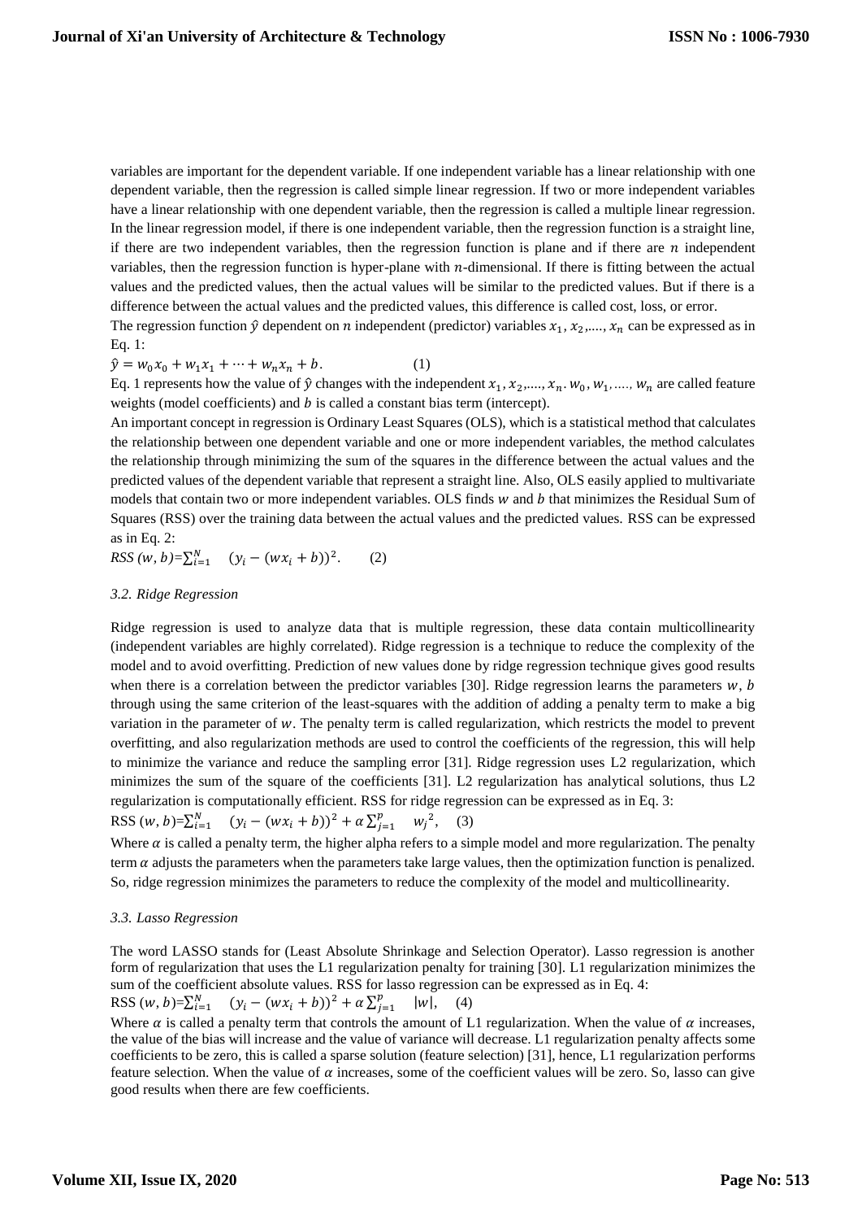variables are important for the dependent variable. If one independent variable has a linear relationship with one dependent variable, then the regression is called simple linear regression. If two or more independent variables have a linear relationship with one dependent variable, then the regression is called a multiple linear regression. In the linear regression model, if there is one independent variable, then the regression function is a straight line, if there are two independent variables, then the regression function is plane and if there are $n$ independent variables, then the regression function is hyper-plane with $n$-dimensional. If there is fitting between the actual values and the predicted values, then the actual values will be similar to the predicted values. But if there is a difference between the actual values and the predicted values, this difference is called cost, loss, or error.

The regression function $\hat{y}$ dependent on $n$ independent (predictor) variables $x_1, x_2, \ldots, x_n$ can be expressed as in Eq. 1:

$$\hat{y} = w_0x_0 + w_1x_1 + \cdots + w_nx_n + b. \quad (1)$$

Eq. 1 represents how the value of $\hat{y}$ changes with the independent $x_1, x_2, \ldots, x_n$. $w_0, w_1, \ldots, w_n$ are called feature weights (model coefficients) and $b$ is called a constant bias term (intercept).

An important concept in regression is Ordinary Least Squares (OLS), which is a statistical method that calculates the relationship between one dependent variable and one or more independent variables, the method calculates the relationship through minimizing the sum of the squares in the difference between the actual values and the predicted values of the dependent variable that represent a straight line. Also, OLS easily applied to multivariate models that contain two or more independent variables. OLS finds $w$ and $b$ that minimizes the Residual Sum of Squares (RSS) over the training data between the actual values and the predicted values. RSS can be expressed as in Eq. 2:

$$RSS\,(w, b) = \sum_{i=1}^{N} \left(y_i - (wx_i + b)\right)^2. \quad (2)$$

### *3.2. Ridge Regression*

Ridge regression is used to analyze data that is multiple regression, these data contain multicollinearity (independent variables are highly correlated). Ridge regression is a technique to reduce the complexity of the model and to avoid overfitting. Prediction of new values done by ridge regression technique gives good results when there is a correlation between the predictor variables [30]. Ridge regression learns the parameters $w, b$ through using the same criterion of the least-squares with the addition of adding a penalty term to make a big variation in the parameter of $w$. The penalty term is called regularization, which restricts the model to prevent overfitting, and also regularization methods are used to control the coefficients of the regression, this will help to minimize the variance and reduce the sampling error [31]. Ridge regression uses L2 regularization, which minimizes the sum of the square of the coefficients [31]. L2 regularization has analytical solutions, thus L2 regularization is computationally efficient. RSS for ridge regression can be expressed as in Eq. 3:

$$\text{RSS}\,(w, b) = \sum_{i=1}^{N} \left(y_i - (wx_i + b)\right)^2 + \alpha \sum_{j=1}^{p} w_j^{\,2}, \quad (3)$$

Where $\alpha$ is called a penalty term, the higher alpha refers to a simple model and more regularization. The penalty term $\alpha$ adjusts the parameters when the parameters take large values, then the optimization function is penalized. So, ridge regression minimizes the parameters to reduce the complexity of the model and multicollinearity.

### *3.3. Lasso Regression*

The word LASSO stands for (Least Absolute Shrinkage and Selection Operator). Lasso regression is another form of regularization that uses the L1 regularization penalty for training [30]. L1 regularization minimizes the sum of the coefficient absolute values. RSS for lasso regression can be expressed as in Eq. 4:

$$\text{RSS}\,(w, b) = \sum_{i=1}^{N} \left(y_i - (wx_i + b)\right)^2 + \alpha \sum_{j=1}^{p} |w|, \quad (4)$$

Where $\alpha$ is called a penalty term that controls the amount of L1 regularization. When the value of $\alpha$ increases, the value of the bias will increase and the value of variance will decrease. L1 regularization penalty affects some coefficients to be zero, this is called a sparse solution (feature selection) [31], hence, L1 regularization performs feature selection. When the value of $\alpha$ increases, some of the coefficient values will be zero. So, lasso can give good results when there are few coefficients.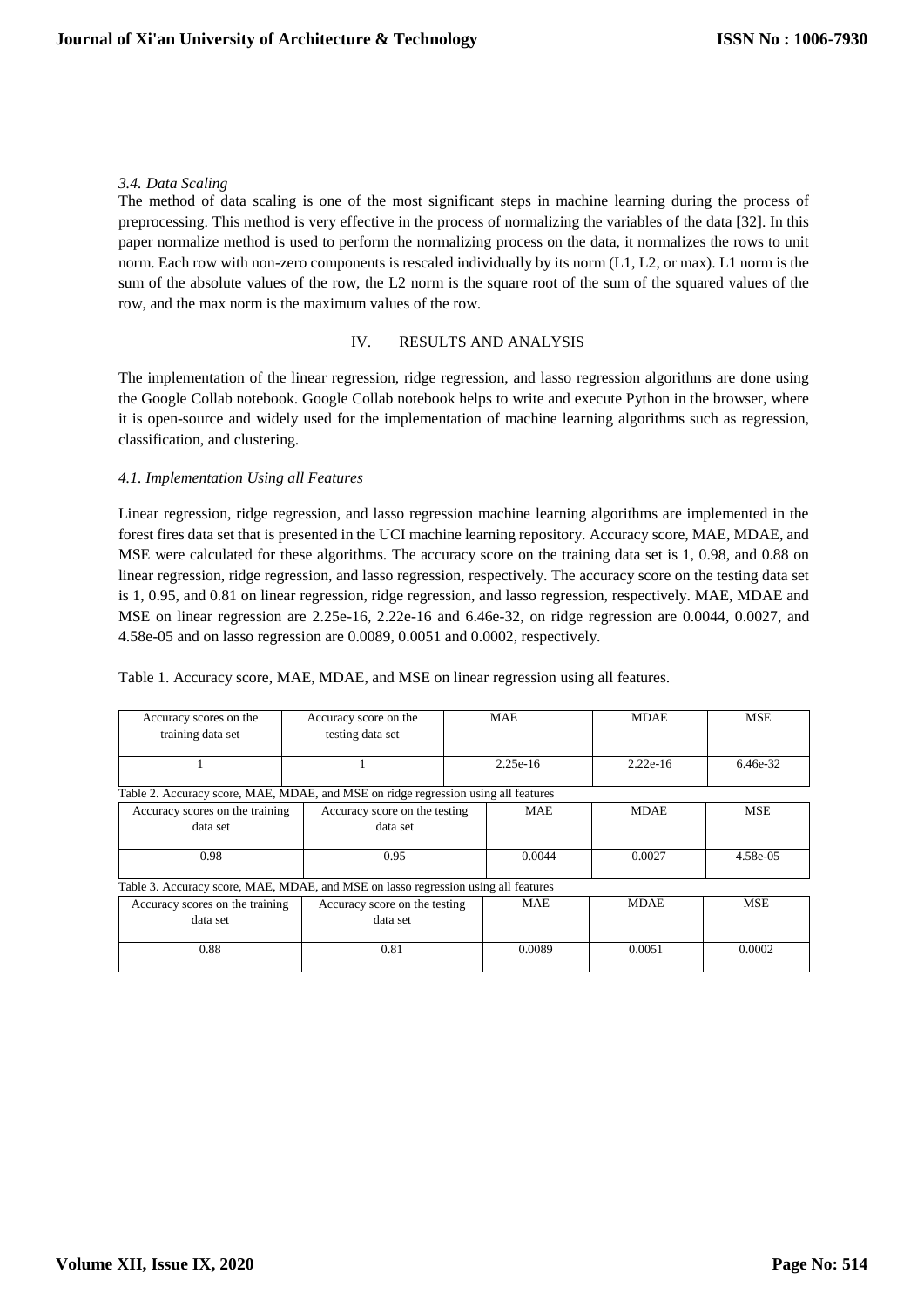*3.4. Data Scaling*

The method of data scaling is one of the most significant steps in machine learning during the process of preprocessing. This method is very effective in the process of normalizing the variables of the data [32]. In this paper normalize method is used to perform the normalizing process on the data, it normalizes the rows to unit norm. Each row with non-zero components is rescaled individually by its norm (L1, L2, or max). L1 norm is the sum of the absolute values of the row, the L2 norm is the square root of the sum of the squared values of the row, and the max norm is the maximum values of the row.

## IV. RESULTS AND ANALYSIS

The implementation of the linear regression, ridge regression, and lasso regression algorithms are done using the Google Collab notebook. Google Collab notebook helps to write and execute Python in the browser, where it is open-source and widely used for the implementation of machine learning algorithms such as regression, classification, and clustering.

*4.1. Implementation Using all Features*

Linear regression, ridge regression, and lasso regression machine learning algorithms are implemented in the forest fires data set that is presented in the UCI machine learning repository. Accuracy score, MAE, MDAE, and MSE were calculated for these algorithms. The accuracy score on the training data set is 1, 0.98, and 0.88 on linear regression, ridge regression, and lasso regression, respectively. The accuracy score on the testing data set is 1, 0.95, and 0.81 on linear regression, ridge regression, and lasso regression, respectively. MAE, MDAE and MSE on linear regression are 2.25e-16, 2.22e-16 and 6.46e-32, on ridge regression are 0.0044, 0.0027, and 4.58e-05 and on lasso regression are 0.0089, 0.0051 and 0.0002, respectively.

Table 1. Accuracy score, MAE, MDAE, and MSE on linear regression using all features.

| Accuracy scores on the training data set | Accuracy score on the testing data set | MAE | MDAE | MSE |
|---|---|---|---|---|
| 1 | 1 | 2.25e-16 | 2.22e-16 | 6.46e-32 |

Table 2. Accuracy score, MAE, MDAE, and MSE on ridge regression using all features

| Accuracy scores on the training data set | Accuracy score on the testing data set | MAE | MDAE | MSE |
|---|---|---|---|---|
| 0.98 | 0.95 | 0.0044 | 0.0027 | 4.58e-05 |

Table 3. Accuracy score, MAE, MDAE, and MSE on lasso regression using all features

| Accuracy scores on the training data set | Accuracy score on the testing data set | MAE | MDAE | MSE |
|---|---|---|---|---|
| 0.88 | 0.81 | 0.0089 | 0.0051 | 0.0002 |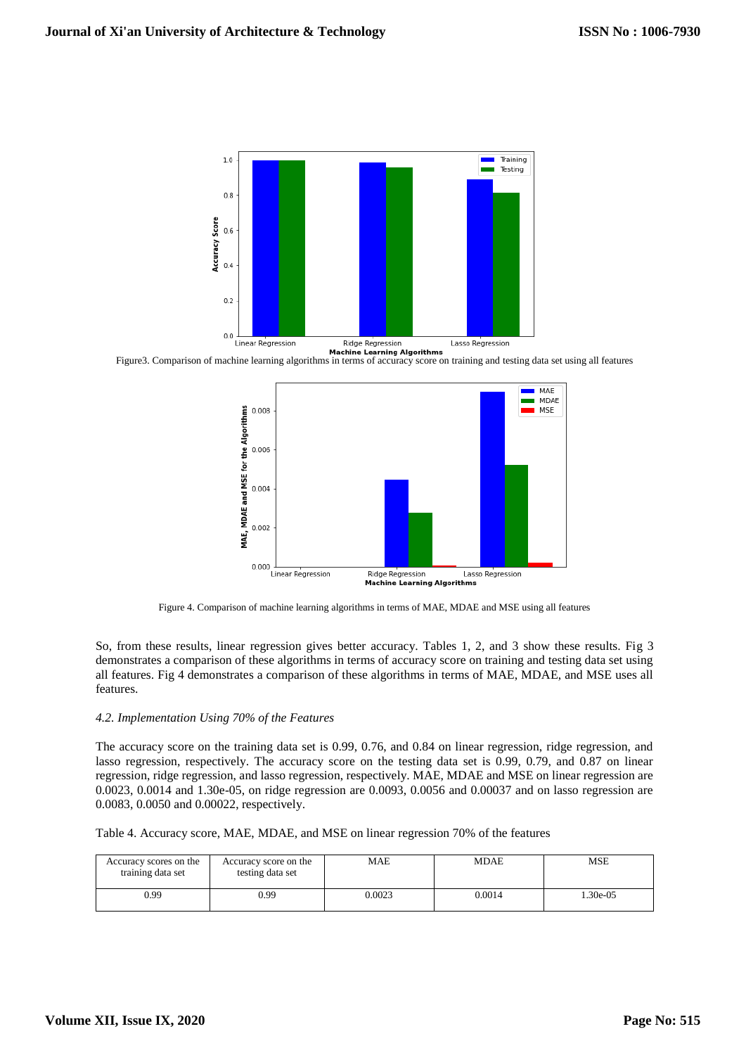Figure3. Comparison of machine learning algorithms in terms of accuracy score on training and testing data set using all features

Figure 4. Comparison of machine learning algorithms in terms of MAE, MDAE and MSE using all features

So, from these results, linear regression gives better accuracy. Tables 1, 2, and 3 show these results. Fig 3 demonstrates a comparison of these algorithms in terms of accuracy score on training and testing data set using all features. Fig 4 demonstrates a comparison of these algorithms in terms of MAE, MDAE, and MSE uses all features.

### *4.2. Implementation Using 70% of the Features*

The accuracy score on the training data set is 0.99, 0.76, and 0.84 on linear regression, ridge regression, and lasso regression, respectively. The accuracy score on the testing data set is 0.99, 0.79, and 0.87 on linear regression, ridge regression, and lasso regression, respectively. MAE, MDAE and MSE on linear regression are 0.0023, 0.0014 and 1.30e-05, on ridge regression are 0.0093, 0.0056 and 0.00037 and on lasso regression are 0.0083, 0.0050 and 0.00022, respectively.

Table 4. Accuracy score, MAE, MDAE, and MSE on linear regression 70% of the features

| Accuracy scores on the training data set | Accuracy score on the testing data set | MAE | MDAE | MSE |
| --- | --- | --- | --- | --- |
| 0.99 | 0.99 | 0.0023 | 0.0014 | 1.30e-05 |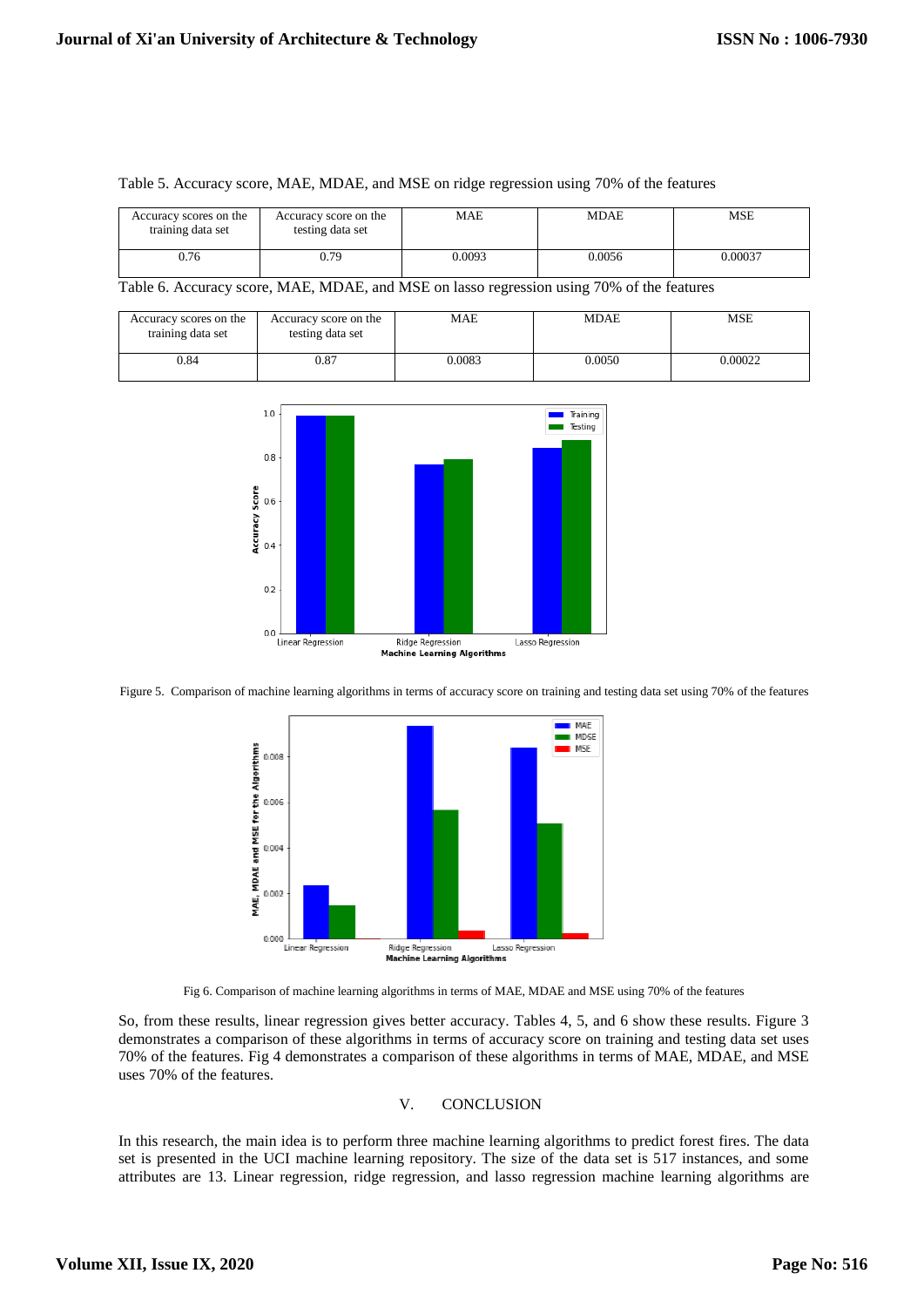Table 5. Accuracy score, MAE, MDAE, and MSE on ridge regression using 70% of the features

| Accuracy scores on the training data set | Accuracy score on the testing data set | MAE | MDAE | MSE |
|---|---|---|---|---|
| 0.76 | 0.79 | 0.0093 | 0.0056 | 0.00037 |

Table 6. Accuracy score, MAE, MDAE, and MSE on lasso regression using 70% of the features

| Accuracy scores on the training data set | Accuracy score on the testing data set | MAE | MDAE | MSE |
|---|---|---|---|---|
| 0.84 | 0.87 | 0.0083 | 0.0050 | 0.00022 |

Figure 5. Comparison of machine learning algorithms in terms of accuracy score on training and testing data set using 70% of the features

Fig 6. Comparison of machine learning algorithms in terms of MAE, MDAE and MSE using 70% of the features

So, from these results, linear regression gives better accuracy. Tables 4, 5, and 6 show these results. Figure 3 demonstrates a comparison of these algorithms in terms of accuracy score on training and testing data set uses 70% of the features. Fig 4 demonstrates a comparison of these algorithms in terms of MAE, MDAE, and MSE uses 70% of the features.

## V. CONCLUSION

In this research, the main idea is to perform three machine learning algorithms to predict forest fires. The data set is presented in the UCI machine learning repository. The size of the data set is 517 instances, and some attributes are 13. Linear regression, ridge regression, and lasso regression machine learning algorithms are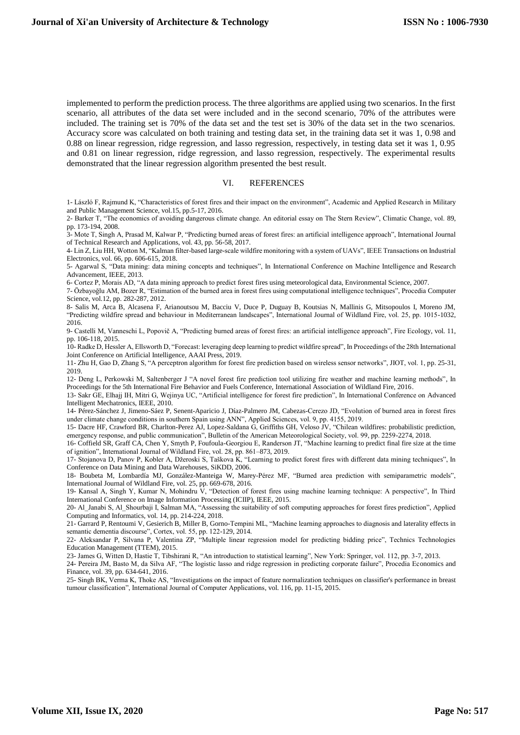implemented to perform the prediction process. The three algorithms are applied using two scenarios. In the first scenario, all attributes of the data set were included and in the second scenario, 70% of the attributes were included. The training set is 70% of the data set and the test set is 30% of the data set in the two scenarios. Accuracy score was calculated on both training and testing data set, in the training data set it was 1, 0.98 and 0.88 on linear regression, ridge regression, and lasso regression, respectively, in testing data set it was 1, 0.95 and 0.81 on linear regression, ridge regression, and lasso regression, respectively. The experimental results demonstrated that the linear regression algorithm presented the best result.

## VI. REFERENCES

1- László F, Rajmund K, "Characteristics of forest fires and their impact on the environment", Academic and Applied Research in Military and Public Management Science, vol.15, pp.5-17, 2016.

2- Barker T, "The economics of avoiding dangerous climate change. An editorial essay on The Stern Review", Climatic Change, vol. 89, pp. 173-194, 2008.

3- Mote T, Singh A, Prasad M, Kalwar P, "Predicting burned areas of forest fires: an artificial intelligence approach", International Journal of Technical Research and Applications, vol. 43, pp. 56-58, 2017.

4- Lin Z, Liu HH, Wotton M, "Kalman filter-based large-scale wildfire monitoring with a system of UAVs", IEEE Transactions on Industrial Electronics, vol. 66, pp. 606-615, 2018.

5- Agarwal S, "Data mining: data mining concepts and techniques", In International Conference on Machine Intelligence and Research Advancement, IEEE, 2013.

6- Cortez P, Morais AD, "A data mining approach to predict forest fires using meteorological data, Environmental Science, 2007.

7- Özbayoğlu AM, Bozer R, "Estimation of the burned area in forest fires using computational intelligence techniques", Procedia Computer Science, vol.12, pp. 282-287, 2012.

8- Salis M, Arca B, Alcasena F, Arianoutsou M, Bacciu V, Duce P, Duguay B, Koutsias N, Mallinis G, Mitsopoulos I, Moreno JM, "Predicting wildfire spread and behaviour in Mediterranean landscapes", International Journal of Wildland Fire, vol. 25, pp. 1015-1032, 2016.

9- Castelli M, Vanneschi L, Popovič A, "Predicting burned areas of forest fires: an artificial intelligence approach", Fire Ecology, vol. 11, pp. 106-118, 2015.

10- Radke D, Hessler A, Ellsworth D, "Forecast: leveraging deep learning to predict wildfire spread", In Proceedings of the 28th International Joint Conference on Artificial Intelligence, AAAI Press, 2019.

11- Zhu H, Gao D, Zhang S, "A perceptron algorithm for forest fire prediction based on wireless sensor networks", JIOT, vol. 1, pp. 25-31, 2019.

12- Deng L, Perkowski M, Saltenberger J "A novel forest fire prediction tool utilizing fire weather and machine learning methods", In Proceedings for the 5th International Fire Behavior and Fuels Conference, International Association of Wildland Fire, 2016.

13- Sakr GE, Elhajj IH, Mitri G, Wejinya UC, "Artificial intelligence for forest fire prediction", In International Conference on Advanced Intelligent Mechatronics, IEEE, 2010.

14- Pérez-Sánchez J, Jimeno-Sáez P, Senent-Aparicio J, Díaz-Palmero JM, Cabezas-Cerezo JD, "Evolution of burned area in forest fires under climate change conditions in southern Spain using ANN", Applied Sciences, vol. 9, pp. 4155, 2019.

15- Dacre HF, Crawford BR, Charlton-Perez AJ, Lopez-Saldana G, Griffiths GH, Veloso JV, "Chilean wildfires: probabilistic prediction, emergency response, and public communication", Bulletin of the American Meteorological Society, vol. 99, pp. 2259-2274, 2018.

16- Coffield SR, Graff CA, Chen Y, Smyth P, Foufoula-Georgiou E, Randerson JT, "Machine learning to predict final fire size at the time of ignition", International Journal of Wildland Fire, vol. 28, pp. 861–873, 2019.

17- Stojanova D, Panov P, Kobler A, Džeroski S, Taškova K, "Learning to predict forest fires with different data mining techniques", In Conference on Data Mining and Data Warehouses, SiKDD, 2006.

18- Boubeta M, Lombardía MJ, González-Manteiga W, Marey-Pérez MF, "Burned area prediction with semiparametric models", International Journal of Wildland Fire, vol. 25, pp. 669-678, 2016.

19- Kansal A, Singh Y, Kumar N, Mohindru V, "Detection of forest fires using machine learning technique: A perspective", In Third International Conference on Image Information Processing (ICIIP), IEEE, 2015.

20- Al_Janabi S, Al_Shourbaji I, Salman MA, "Assessing the suitability of soft computing approaches for forest fires prediction", Applied Computing and Informatics, vol. 14, pp. 214-224, 2018.

21- Garrard P, Rentoumi V, Gesierich B, Miller B, Gorno-Tempini ML, "Machine learning approaches to diagnosis and laterality effects in semantic dementia discourse", Cortex, vol. 55, pp. 122-129, 2014.

22- Aleksandar P, Silvana P, Valentina ZP, "Multiple linear regression model for predicting bidding price", Technics Technologies Education Management (TTEM), 2015.

23- James G, Witten D, Hastie T, Tibshirani R, "An introduction to statistical learning", New York: Springer, vol. 112, pp. 3-7, 2013.

24- Pereira JM, Basto M, da Silva AF, "The logistic lasso and ridge regression in predicting corporate failure", Procedia Economics and Finance, vol. 39, pp. 634-641, 2016.

25- Singh BK, Verma K, Thoke AS, "Investigations on the impact of feature normalization techniques on classifier's performance in breast tumour classification", International Journal of Computer Applications, vol. 116, pp. 11-15, 2015.